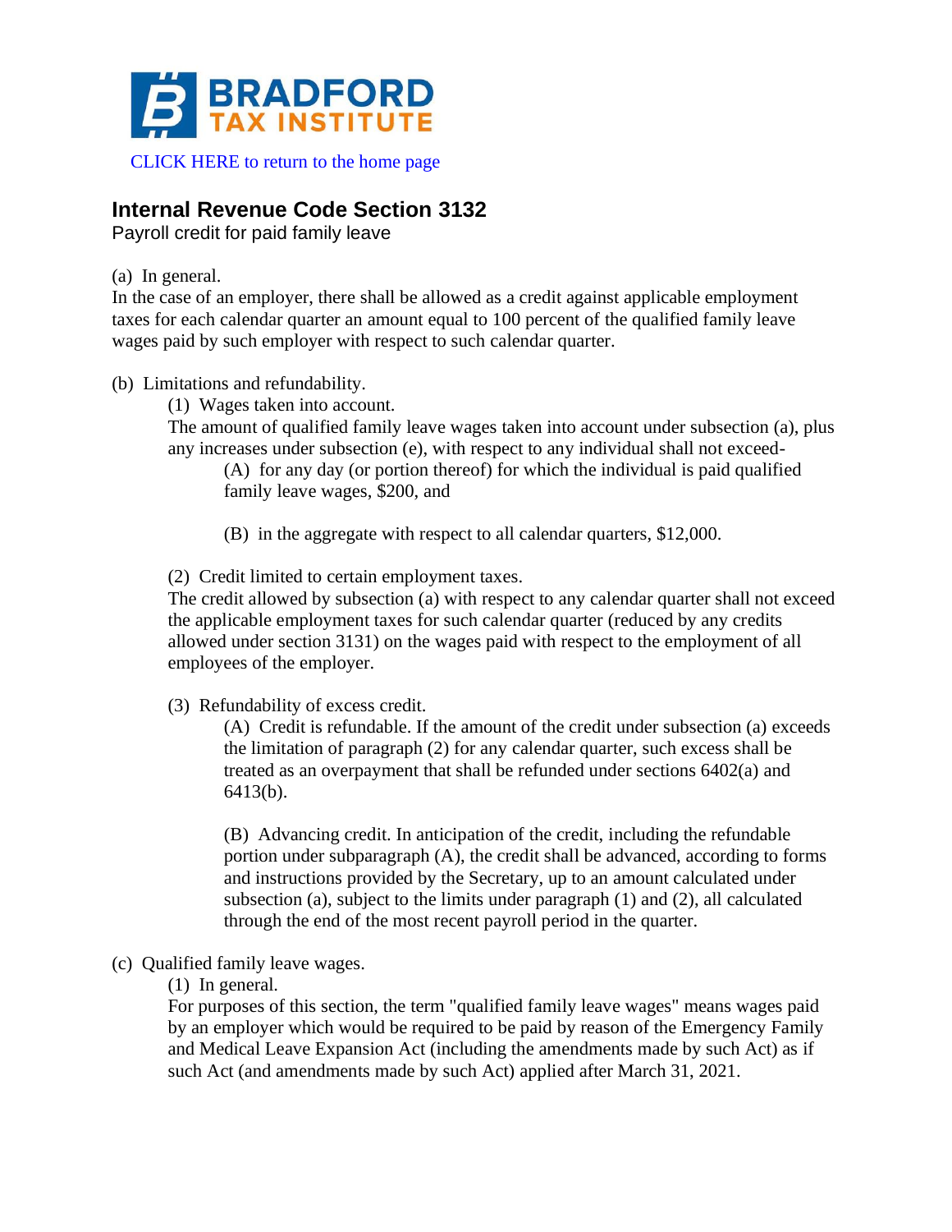BRADFORD TAX INSTITUTE

CLICK HERE to return to the home page

# Internal Revenue Code Section 3132

Payroll credit for paid family leave

(a) In general.

In the case of an employer, there shall be allowed as a credit against applicable employment taxes for each calendar quarter an amount equal to 100 percent of the qualified family leave wages paid by such employer with respect to such calendar quarter.

(b) Limitations and refundability.

(1) Wages taken into account.

The amount of qualified family leave wages taken into account under subsection (a), plus any increases under subsection (e), with respect to any individual shall not exceed-

(A) for any day (or portion thereof) for which the individual is paid qualified family leave wages, $200, and

(B) in the aggregate with respect to all calendar quarters, $12,000.

(2) Credit limited to certain employment taxes.

The credit allowed by subsection (a) with respect to any calendar quarter shall not exceed the applicable employment taxes for such calendar quarter (reduced by any credits allowed under section 3131) on the wages paid with respect to the employment of all employees of the employer.

(3) Refundability of excess credit.

(A) Credit is refundable. If the amount of the credit under subsection (a) exceeds the limitation of paragraph (2) for any calendar quarter, such excess shall be treated as an overpayment that shall be refunded under sections 6402(a) and 6413(b).

(B) Advancing credit. In anticipation of the credit, including the refundable portion under subparagraph (A), the credit shall be advanced, according to forms and instructions provided by the Secretary, up to an amount calculated under subsection (a), subject to the limits under paragraph (1) and (2), all calculated through the end of the most recent payroll period in the quarter.

(c) Qualified family leave wages.

(1) In general.

For purposes of this section, the term "qualified family leave wages" means wages paid by an employer which would be required to be paid by reason of the Emergency Family and Medical Leave Expansion Act (including the amendments made by such Act) as if such Act (and amendments made by such Act) applied after March 31, 2021.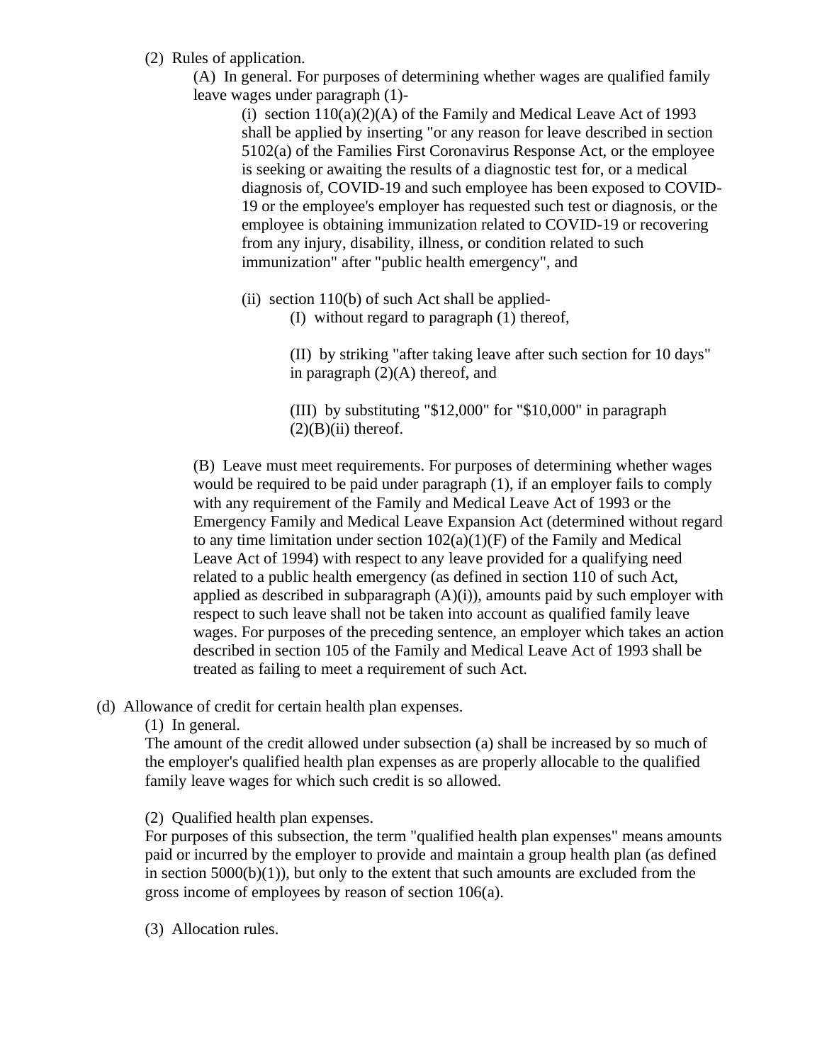(2) Rules of application.

(A) In general. For purposes of determining whether wages are qualified family leave wages under paragraph (1)-

(i) section 110(a)(2)(A) of the Family and Medical Leave Act of 1993 shall be applied by inserting "or any reason for leave described in section 5102(a) of the Families First Coronavirus Response Act, or the employee is seeking or awaiting the results of a diagnostic test for, or a medical diagnosis of, COVID-19 and such employee has been exposed to COVID-19 or the employee's employer has requested such test or diagnosis, or the employee is obtaining immunization related to COVID-19 or recovering from any injury, disability, illness, or condition related to such immunization" after "public health emergency", and

(ii) section 110(b) of such Act shall be applied-

(I) without regard to paragraph (1) thereof,

(II) by striking "after taking leave after such section for 10 days" in paragraph (2)(A) thereof, and

(III) by substituting "$12,000" for "$10,000" in paragraph (2)(B)(ii) thereof.

(B) Leave must meet requirements. For purposes of determining whether wages would be required to be paid under paragraph (1), if an employer fails to comply with any requirement of the Family and Medical Leave Act of 1993 or the Emergency Family and Medical Leave Expansion Act (determined without regard to any time limitation under section 102(a)(1)(F) of the Family and Medical Leave Act of 1994) with respect to any leave provided for a qualifying need related to a public health emergency (as defined in section 110 of such Act, applied as described in subparagraph (A)(i)), amounts paid by such employer with respect to such leave shall not be taken into account as qualified family leave wages. For purposes of the preceding sentence, an employer which takes an action described in section 105 of the Family and Medical Leave Act of 1993 shall be treated as failing to meet a requirement of such Act.

(d) Allowance of credit for certain health plan expenses.

(1) In general.

The amount of the credit allowed under subsection (a) shall be increased by so much of the employer's qualified health plan expenses as are properly allocable to the qualified family leave wages for which such credit is so allowed.

(2) Qualified health plan expenses.

For purposes of this subsection, the term "qualified health plan expenses" means amounts paid or incurred by the employer to provide and maintain a group health plan (as defined in section 5000(b)(1)), but only to the extent that such amounts are excluded from the gross income of employees by reason of section 106(a).

(3) Allocation rules.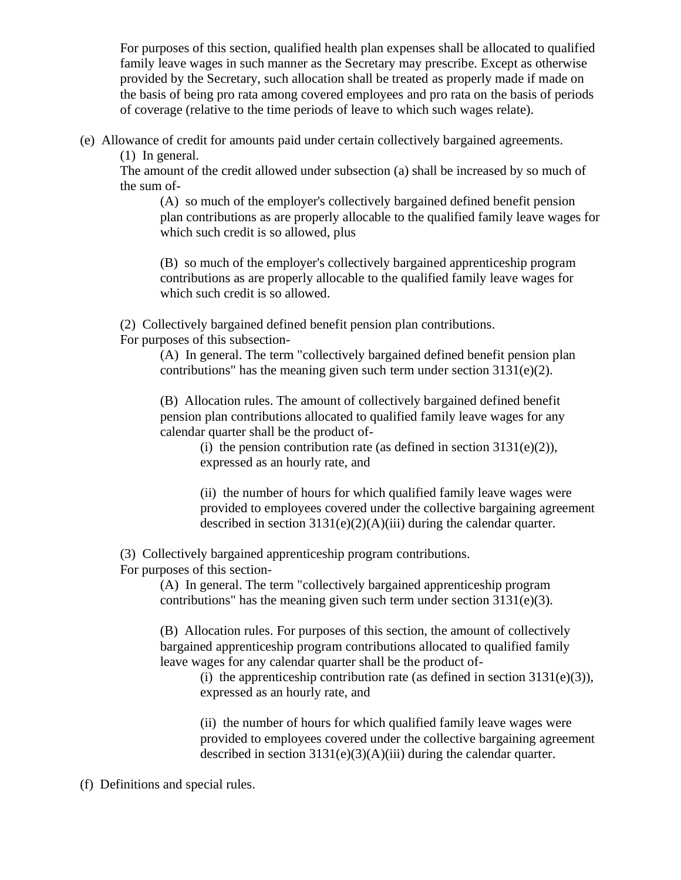For purposes of this section, qualified health plan expenses shall be allocated to qualified family leave wages in such manner as the Secretary may prescribe. Except as otherwise provided by the Secretary, such allocation shall be treated as properly made if made on the basis of being pro rata among covered employees and pro rata on the basis of periods of coverage (relative to the time periods of leave to which such wages relate).

(e) Allowance of credit for amounts paid under certain collectively bargained agreements.

(1) In general.

The amount of the credit allowed under subsection (a) shall be increased by so much of the sum of-

(A) so much of the employer's collectively bargained defined benefit pension plan contributions as are properly allocable to the qualified family leave wages for which such credit is so allowed, plus

(B) so much of the employer's collectively bargained apprenticeship program contributions as are properly allocable to the qualified family leave wages for which such credit is so allowed.

(2) Collectively bargained defined benefit pension plan contributions.

For purposes of this subsection-

(A) In general. The term "collectively bargained defined benefit pension plan contributions" has the meaning given such term under section 3131(e)(2).

(B) Allocation rules. The amount of collectively bargained defined benefit pension plan contributions allocated to qualified family leave wages for any calendar quarter shall be the product of-

(i) the pension contribution rate (as defined in section 3131(e)(2)), expressed as an hourly rate, and

(ii) the number of hours for which qualified family leave wages were provided to employees covered under the collective bargaining agreement described in section 3131(e)(2)(A)(iii) during the calendar quarter.

(3) Collectively bargained apprenticeship program contributions.

For purposes of this section-

(A) In general. The term "collectively bargained apprenticeship program contributions" has the meaning given such term under section 3131(e)(3).

(B) Allocation rules. For purposes of this section, the amount of collectively bargained apprenticeship program contributions allocated to qualified family leave wages for any calendar quarter shall be the product of-

(i) the apprenticeship contribution rate (as defined in section 3131(e)(3)), expressed as an hourly rate, and

(ii) the number of hours for which qualified family leave wages were provided to employees covered under the collective bargaining agreement described in section 3131(e)(3)(A)(iii) during the calendar quarter.

(f) Definitions and special rules.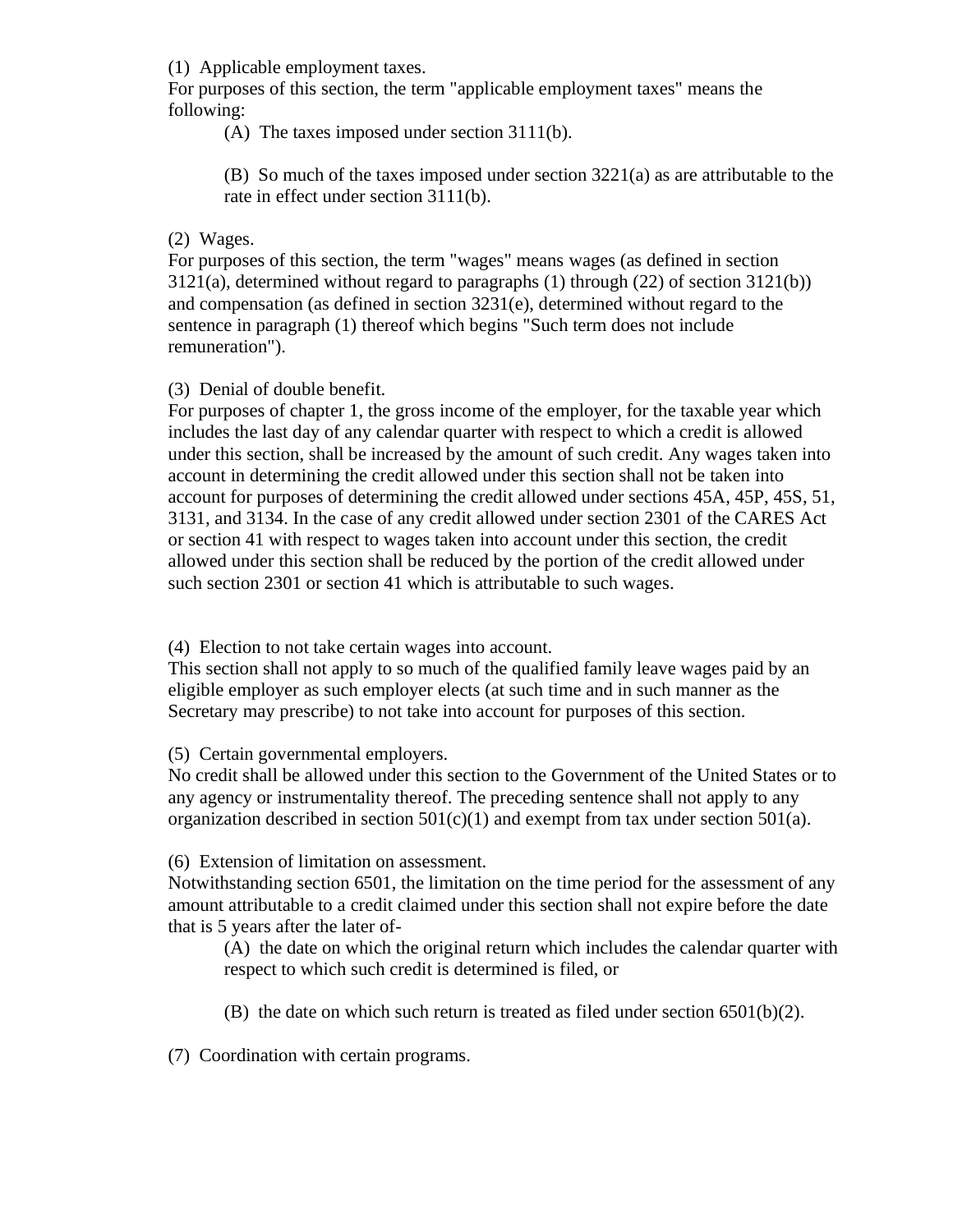(1) Applicable employment taxes.
For purposes of this section, the term "applicable employment taxes" means the following:

> (A) The taxes imposed under section 3111(b).
>
> (B) So much of the taxes imposed under section 3221(a) as are attributable to the rate in effect under section 3111(b).

(2) Wages.
For purposes of this section, the term "wages" means wages (as defined in section 3121(a), determined without regard to paragraphs (1) through (22) of section 3121(b)) and compensation (as defined in section 3231(e), determined without regard to the sentence in paragraph (1) thereof which begins "Such term does not include remuneration").

(3) Denial of double benefit.
For purposes of chapter 1, the gross income of the employer, for the taxable year which includes the last day of any calendar quarter with respect to which a credit is allowed under this section, shall be increased by the amount of such credit. Any wages taken into account in determining the credit allowed under this section shall not be taken into account for purposes of determining the credit allowed under sections 45A, 45P, 45S, 51, 3131, and 3134. In the case of any credit allowed under section 2301 of the CARES Act or section 41 with respect to wages taken into account under this section, the credit allowed under this section shall be reduced by the portion of the credit allowed under such section 2301 or section 41 which is attributable to such wages.

(4) Election to not take certain wages into account.
This section shall not apply to so much of the qualified family leave wages paid by an eligible employer as such employer elects (at such time and in such manner as the Secretary may prescribe) to not take into account for purposes of this section.

(5) Certain governmental employers.
No credit shall be allowed under this section to the Government of the United States or to any agency or instrumentality thereof. The preceding sentence shall not apply to any organization described in section 501(c)(1) and exempt from tax under section 501(a).

(6) Extension of limitation on assessment.
Notwithstanding section 6501, the limitation on the time period for the assessment of any amount attributable to a credit claimed under this section shall not expire before the date that is 5 years after the later of-

> (A) the date on which the original return which includes the calendar quarter with respect to which such credit is determined is filed, or
>
> (B) the date on which such return is treated as filed under section 6501(b)(2).

(7) Coordination with certain programs.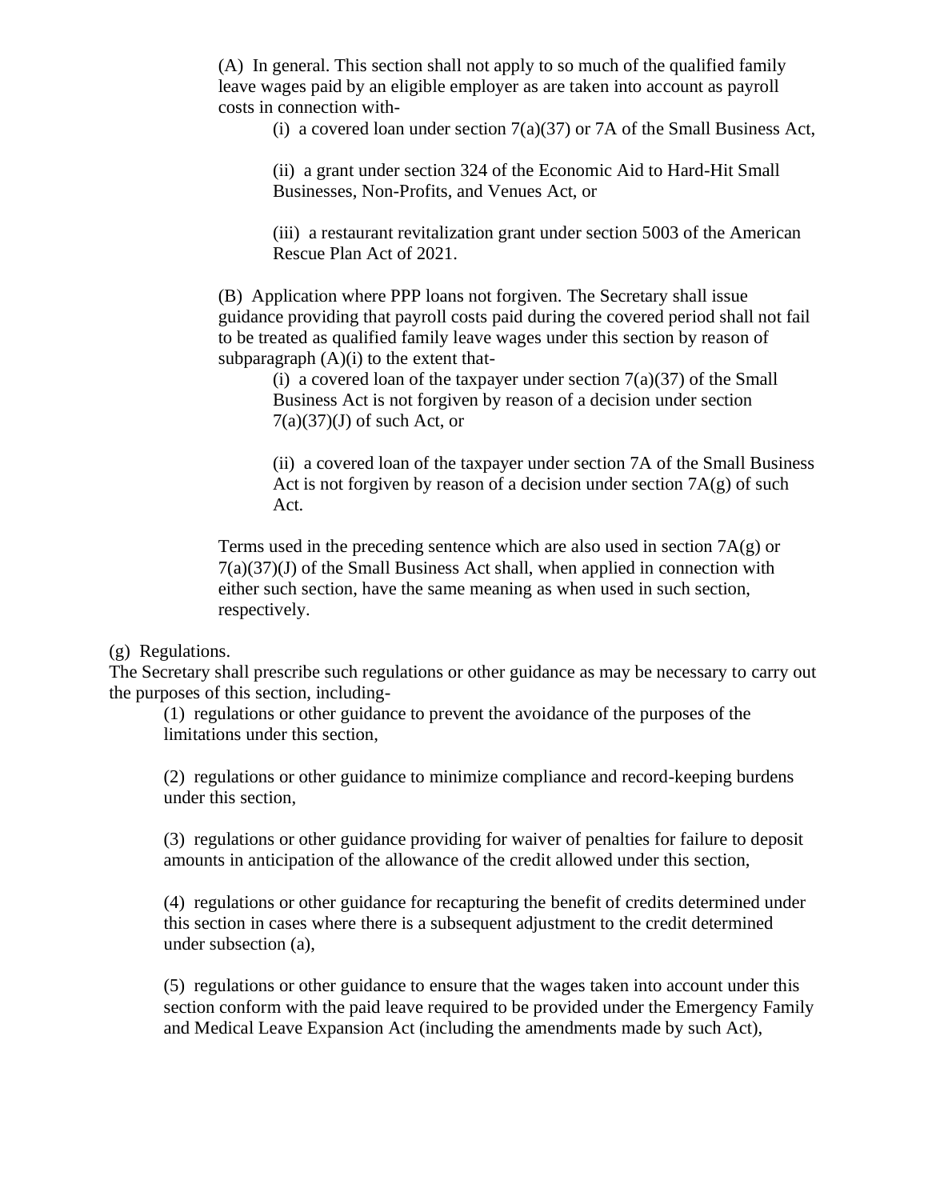(A) In general. This section shall not apply to so much of the qualified family leave wages paid by an eligible employer as are taken into account as payroll costs in connection with-

(i) a covered loan under section 7(a)(37) or 7A of the Small Business Act,

(ii) a grant under section 324 of the Economic Aid to Hard-Hit Small Businesses, Non-Profits, and Venues Act, or

(iii) a restaurant revitalization grant under section 5003 of the American Rescue Plan Act of 2021.

(B) Application where PPP loans not forgiven. The Secretary shall issue guidance providing that payroll costs paid during the covered period shall not fail to be treated as qualified family leave wages under this section by reason of subparagraph (A)(i) to the extent that-

(i) a covered loan of the taxpayer under section 7(a)(37) of the Small Business Act is not forgiven by reason of a decision under section 7(a)(37)(J) of such Act, or

(ii) a covered loan of the taxpayer under section 7A of the Small Business Act is not forgiven by reason of a decision under section 7A(g) of such Act.

Terms used in the preceding sentence which are also used in section 7A(g) or 7(a)(37)(J) of the Small Business Act shall, when applied in connection with either such section, have the same meaning as when used in such section, respectively.

(g) Regulations.

The Secretary shall prescribe such regulations or other guidance as may be necessary to carry out the purposes of this section, including-

(1) regulations or other guidance to prevent the avoidance of the purposes of the limitations under this section,

(2) regulations or other guidance to minimize compliance and record-keeping burdens under this section,

(3) regulations or other guidance providing for waiver of penalties for failure to deposit amounts in anticipation of the allowance of the credit allowed under this section,

(4) regulations or other guidance for recapturing the benefit of credits determined under this section in cases where there is a subsequent adjustment to the credit determined under subsection (a),

(5) regulations or other guidance to ensure that the wages taken into account under this section conform with the paid leave required to be provided under the Emergency Family and Medical Leave Expansion Act (including the amendments made by such Act),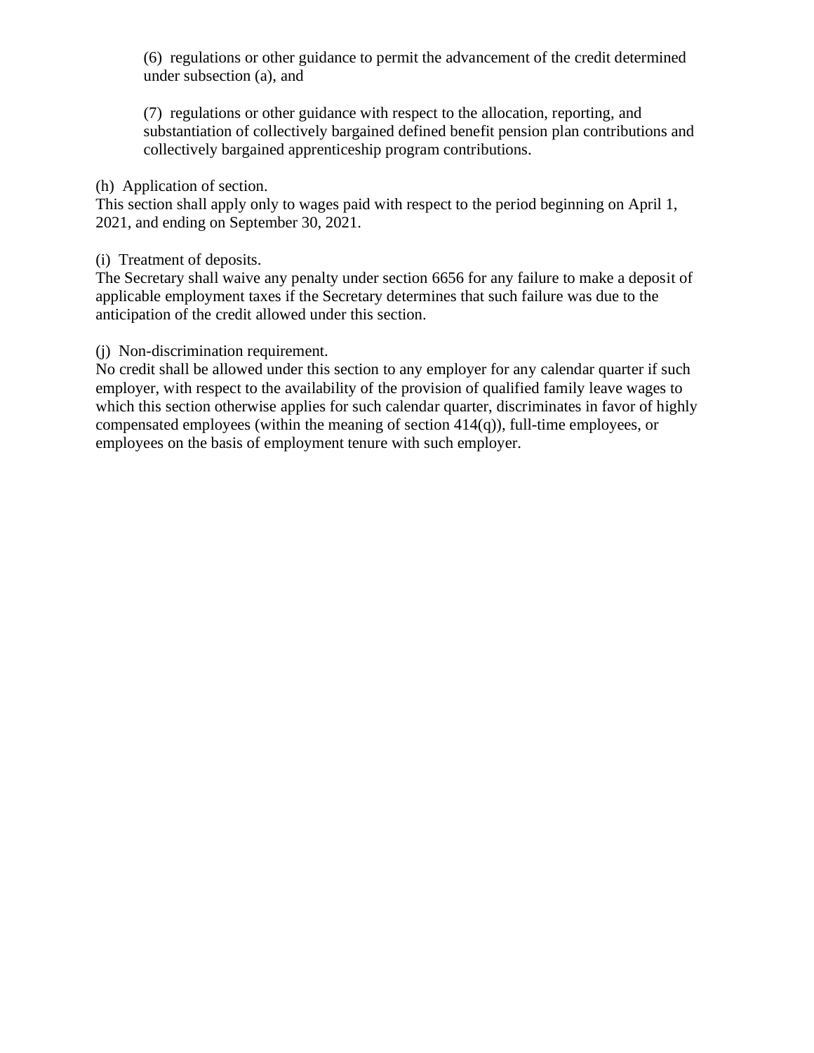(6) regulations or other guidance to permit the advancement of the credit determined under subsection (a), and

(7) regulations or other guidance with respect to the allocation, reporting, and substantiation of collectively bargained defined benefit pension plan contributions and collectively bargained apprenticeship program contributions.

(h) Application of section.
This section shall apply only to wages paid with respect to the period beginning on April 1, 2021, and ending on September 30, 2021.

(i) Treatment of deposits.
The Secretary shall waive any penalty under section 6656 for any failure to make a deposit of applicable employment taxes if the Secretary determines that such failure was due to the anticipation of the credit allowed under this section.

(j) Non-discrimination requirement.
No credit shall be allowed under this section to any employer for any calendar quarter if such employer, with respect to the availability of the provision of qualified family leave wages to which this section otherwise applies for such calendar quarter, discriminates in favor of highly compensated employees (within the meaning of section 414(q)), full-time employees, or employees on the basis of employment tenure with such employer.